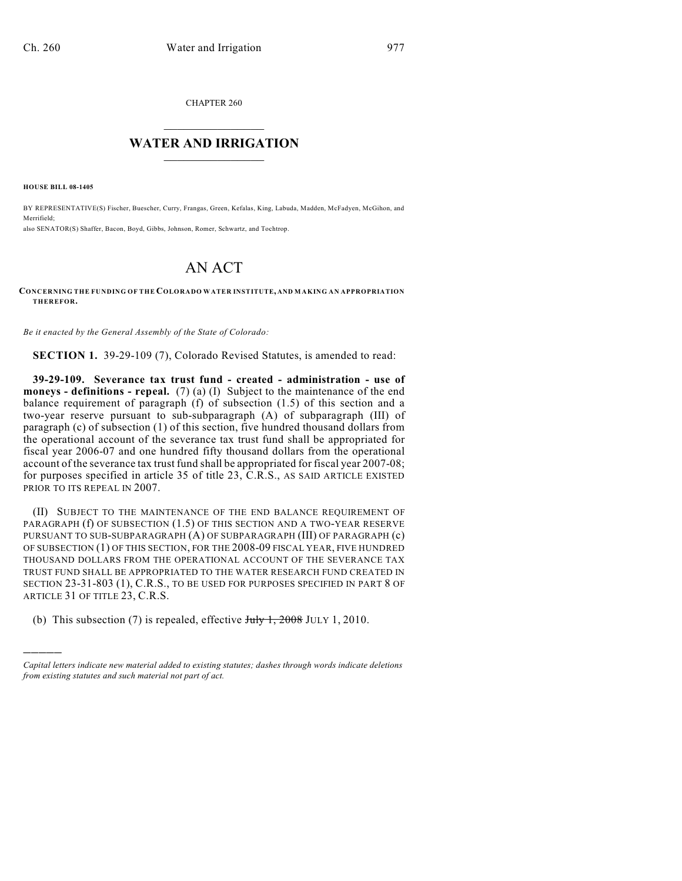CHAPTER 260

# WATER AND IRRIGATION

**HOUSE BILL 08-1405**

BY REPRESENTATIVE(S) Fischer, Buescher, Curry, Frangas, Green, Kefalas, King, Labuda, Madden, McFadyen, McGihon, and Merrifield;
also SENATOR(S) Shaffer, Bacon, Boyd, Gibbs, Johnson, Romer, Schwartz, and Tochtrop.

# AN ACT

**CONCERNING THE FUNDING OF THE COLORADO WATER INSTITUTE, AND MAKING AN APPROPRIATION THEREFOR.**

*Be it enacted by the General Assembly of the State of Colorado:*

**SECTION 1.** 39-29-109 (7), Colorado Revised Statutes, is amended to read:

**39-29-109. Severance tax trust fund - created - administration - use of moneys - definitions - repeal.** (7) (a) (I) Subject to the maintenance of the end balance requirement of paragraph (f) of subsection (1.5) of this section and a two-year reserve pursuant to sub-subparagraph (A) of subparagraph (III) of paragraph (c) of subsection (1) of this section, five hundred thousand dollars from the operational account of the severance tax trust fund shall be appropriated for fiscal year 2006-07 and one hundred fifty thousand dollars from the operational account of the severance tax trust fund shall be appropriated for fiscal year 2007-08; for purposes specified in article 35 of title 23, C.R.S., AS SAID ARTICLE EXISTED PRIOR TO ITS REPEAL IN 2007.

(II) SUBJECT TO THE MAINTENANCE OF THE END BALANCE REQUIREMENT OF PARAGRAPH (f) OF SUBSECTION (1.5) OF THIS SECTION AND A TWO-YEAR RESERVE PURSUANT TO SUB-SUBPARAGRAPH (A) OF SUBPARAGRAPH (III) OF PARAGRAPH (c) OF SUBSECTION (1) OF THIS SECTION, FOR THE 2008-09 FISCAL YEAR, FIVE HUNDRED THOUSAND DOLLARS FROM THE OPERATIONAL ACCOUNT OF THE SEVERANCE TAX TRUST FUND SHALL BE APPROPRIATED TO THE WATER RESEARCH FUND CREATED IN SECTION 23-31-803 (1), C.R.S., TO BE USED FOR PURPOSES SPECIFIED IN PART 8 OF ARTICLE 31 OF TITLE 23, C.R.S.

(b) This subsection (7) is repealed, effective ~~July 1, 2008~~ JULY 1, 2010.

---

*Capital letters indicate new material added to existing statutes; dashes through words indicate deletions from existing statutes and such material not part of act.*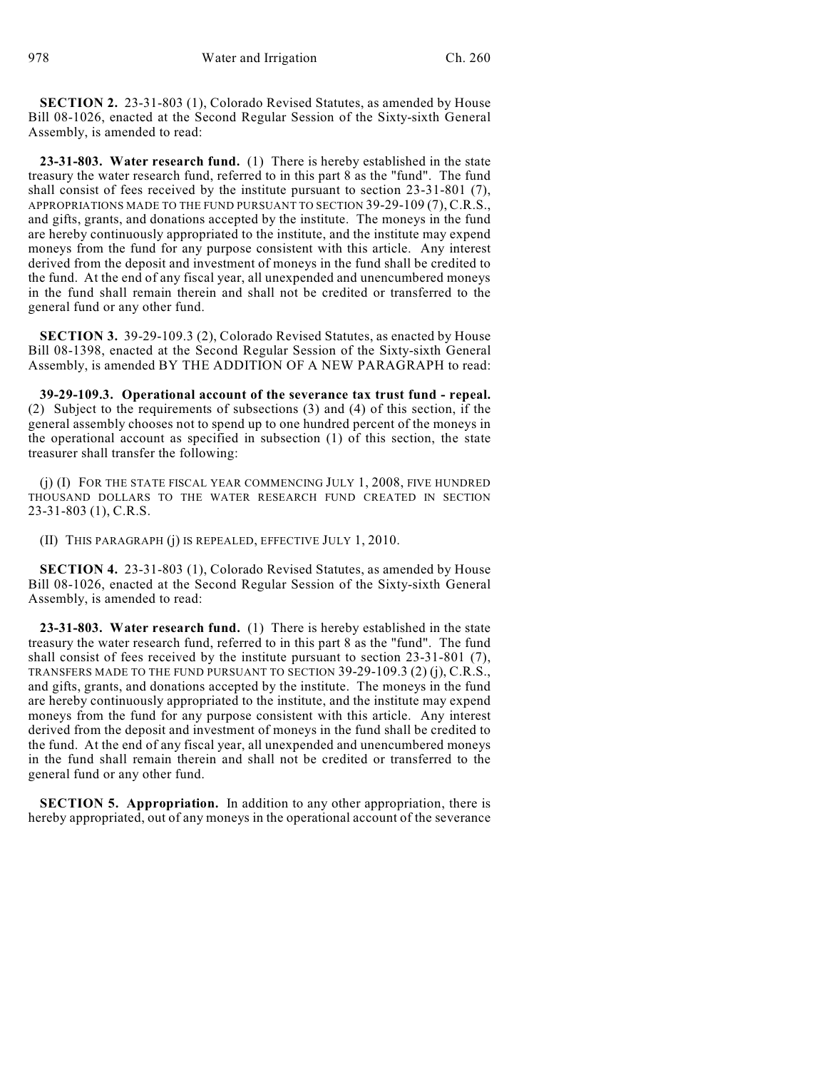**SECTION 2.** 23-31-803 (1), Colorado Revised Statutes, as amended by House Bill 08-1026, enacted at the Second Regular Session of the Sixty-sixth General Assembly, is amended to read:

**23-31-803. Water research fund.** (1) There is hereby established in the state treasury the water research fund, referred to in this part 8 as the "fund". The fund shall consist of fees received by the institute pursuant to section 23-31-801 (7), APPROPRIATIONS MADE TO THE FUND PURSUANT TO SECTION 39-29-109 (7), C.R.S., and gifts, grants, and donations accepted by the institute. The moneys in the fund are hereby continuously appropriated to the institute, and the institute may expend moneys from the fund for any purpose consistent with this article. Any interest derived from the deposit and investment of moneys in the fund shall be credited to the fund. At the end of any fiscal year, all unexpended and unencumbered moneys in the fund shall remain therein and shall not be credited or transferred to the general fund or any other fund.

**SECTION 3.** 39-29-109.3 (2), Colorado Revised Statutes, as enacted by House Bill 08-1398, enacted at the Second Regular Session of the Sixty-sixth General Assembly, is amended BY THE ADDITION OF A NEW PARAGRAPH to read:

**39-29-109.3. Operational account of the severance tax trust fund - repeal.** (2) Subject to the requirements of subsections (3) and (4) of this section, if the general assembly chooses not to spend up to one hundred percent of the moneys in the operational account as specified in subsection (1) of this section, the state treasurer shall transfer the following:

(j) (I) FOR THE STATE FISCAL YEAR COMMENCING JULY 1, 2008, FIVE HUNDRED THOUSAND DOLLARS TO THE WATER RESEARCH FUND CREATED IN SECTION 23-31-803 (1), C.R.S.

(II) THIS PARAGRAPH (j) IS REPEALED, EFFECTIVE JULY 1, 2010.

**SECTION 4.** 23-31-803 (1), Colorado Revised Statutes, as amended by House Bill 08-1026, enacted at the Second Regular Session of the Sixty-sixth General Assembly, is amended to read:

**23-31-803. Water research fund.** (1) There is hereby established in the state treasury the water research fund, referred to in this part 8 as the "fund". The fund shall consist of fees received by the institute pursuant to section 23-31-801 (7), TRANSFERS MADE TO THE FUND PURSUANT TO SECTION 39-29-109.3 (2) (j), C.R.S., and gifts, grants, and donations accepted by the institute. The moneys in the fund are hereby continuously appropriated to the institute, and the institute may expend moneys from the fund for any purpose consistent with this article. Any interest derived from the deposit and investment of moneys in the fund shall be credited to the fund. At the end of any fiscal year, all unexpended and unencumbered moneys in the fund shall remain therein and shall not be credited or transferred to the general fund or any other fund.

**SECTION 5. Appropriation.** In addition to any other appropriation, there is hereby appropriated, out of any moneys in the operational account of the severance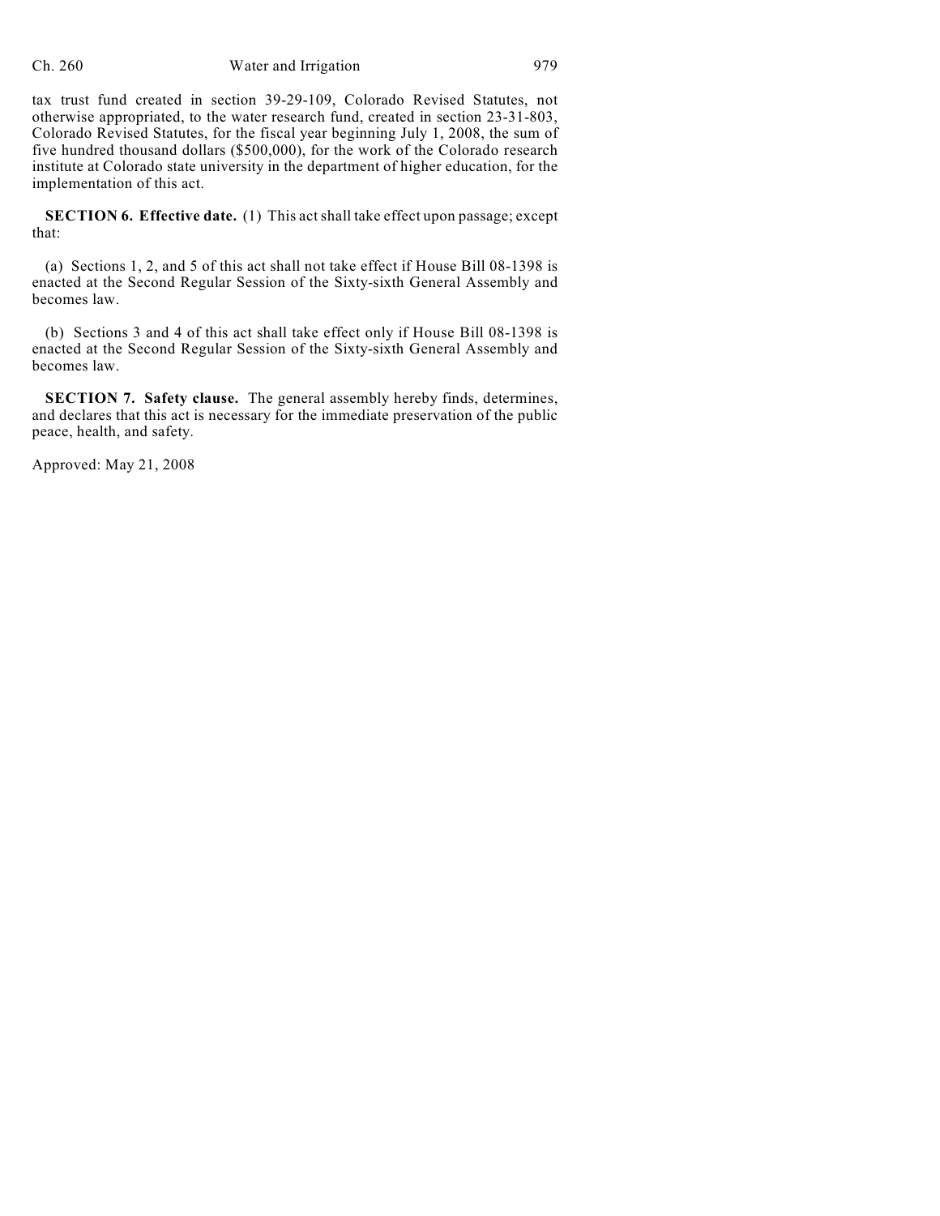tax trust fund created in section 39-29-109, Colorado Revised Statutes, not otherwise appropriated, to the water research fund, created in section 23-31-803, Colorado Revised Statutes, for the fiscal year beginning July 1, 2008, the sum of five hundred thousand dollars ($500,000), for the work of the Colorado research institute at Colorado state university in the department of higher education, for the implementation of this act.

**SECTION 6. Effective date.** (1) This act shall take effect upon passage; except that:

(a) Sections 1, 2, and 5 of this act shall not take effect if House Bill 08-1398 is enacted at the Second Regular Session of the Sixty-sixth General Assembly and becomes law.

(b) Sections 3 and 4 of this act shall take effect only if House Bill 08-1398 is enacted at the Second Regular Session of the Sixty-sixth General Assembly and becomes law.

**SECTION 7. Safety clause.** The general assembly hereby finds, determines, and declares that this act is necessary for the immediate preservation of the public peace, health, and safety.

Approved: May 21, 2008